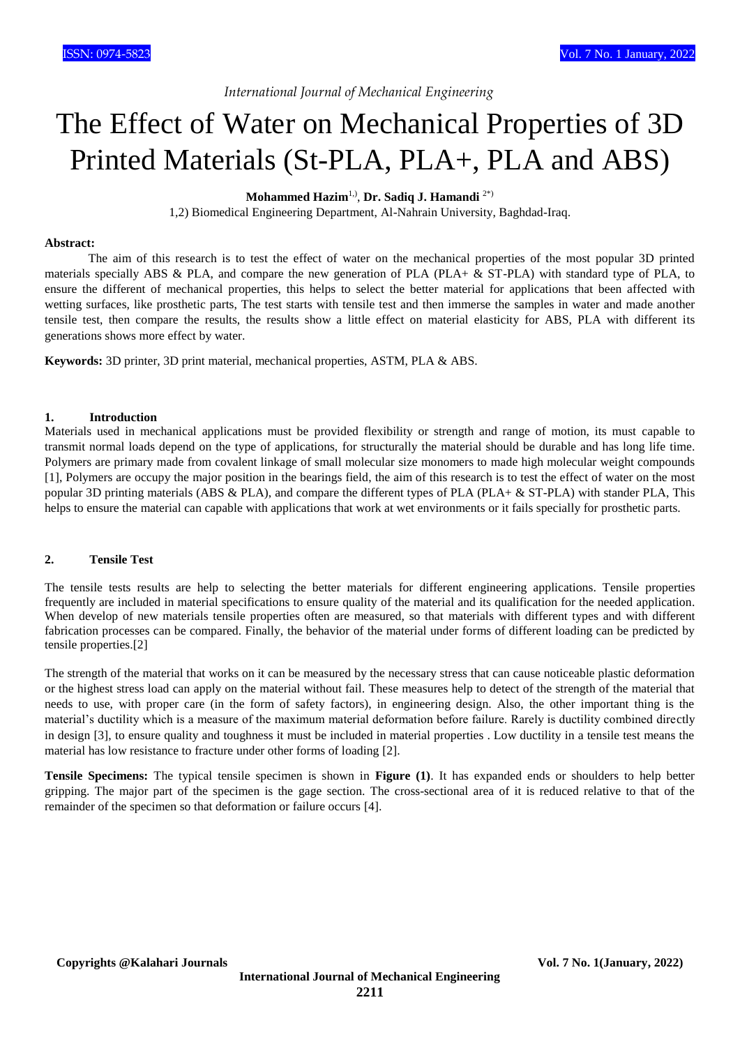# The Effect of Water on Mechanical Properties of 3D Printed Materials (St-PLA, PLA+, PLA and ABS)

**Mohammed Hazim**[1,], **Dr. Sadiq J. Hamandi** [2*]

1,2) Biomedical Engineering Department, Al-Nahrain University, Baghdad-Iraq.

**Abstract:**

The aim of this research is to test the effect of water on the mechanical properties of the most popular 3D printed materials specially ABS & PLA, and compare the new generation of PLA (PLA+ & ST-PLA) with standard type of PLA, to ensure the different of mechanical properties, this helps to select the better material for applications that been affected with wetting surfaces, like prosthetic parts, The test starts with tensile test and then immerse the samples in water and made another tensile test, then compare the results, the results show a little effect on material elasticity for ABS, PLA with different its generations shows more effect by water.

**Keywords:** 3D printer, 3D print material, mechanical properties, ASTM, PLA & ABS.

## 1. Introduction

Materials used in mechanical applications must be provided flexibility or strength and range of motion, its must capable to transmit normal loads depend on the type of applications, for structurally the material should be durable and has long life time. Polymers are primary made from covalent linkage of small molecular size monomers to made high molecular weight compounds [1], Polymers are occupy the major position in the bearings field, the aim of this research is to test the effect of water on the most popular 3D printing materials (ABS & PLA), and compare the different types of PLA (PLA+ & ST-PLA) with stander PLA, This helps to ensure the material can capable with applications that work at wet environments or it fails specially for prosthetic parts.

## 2. Tensile Test

The tensile tests results are help to selecting the better materials for different engineering applications. Tensile properties frequently are included in material specifications to ensure quality of the material and its qualification for the needed application. When develop of new materials tensile properties often are measured, so that materials with different types and with different fabrication processes can be compared. Finally, the behavior of the material under forms of different loading can be predicted by tensile properties.[2]

The strength of the material that works on it can be measured by the necessary stress that can cause noticeable plastic deformation or the highest stress load can apply on the material without fail. These measures help to detect of the strength of the material that needs to use, with proper care (in the form of safety factors), in engineering design. Also, the other important thing is the material's ductility which is a measure of the maximum material deformation before failure. Rarely is ductility combined directly in design [3], to ensure quality and toughness it must be included in material properties . Low ductility in a tensile test means the material has low resistance to fracture under other forms of loading [2].

**Tensile Specimens:** The typical tensile specimen is shown in **Figure (1)**. It has expanded ends or shoulders to help better gripping. The major part of the specimen is the gage section. The cross-sectional area of it is reduced relative to that of the remainder of the specimen so that deformation or failure occurs [4].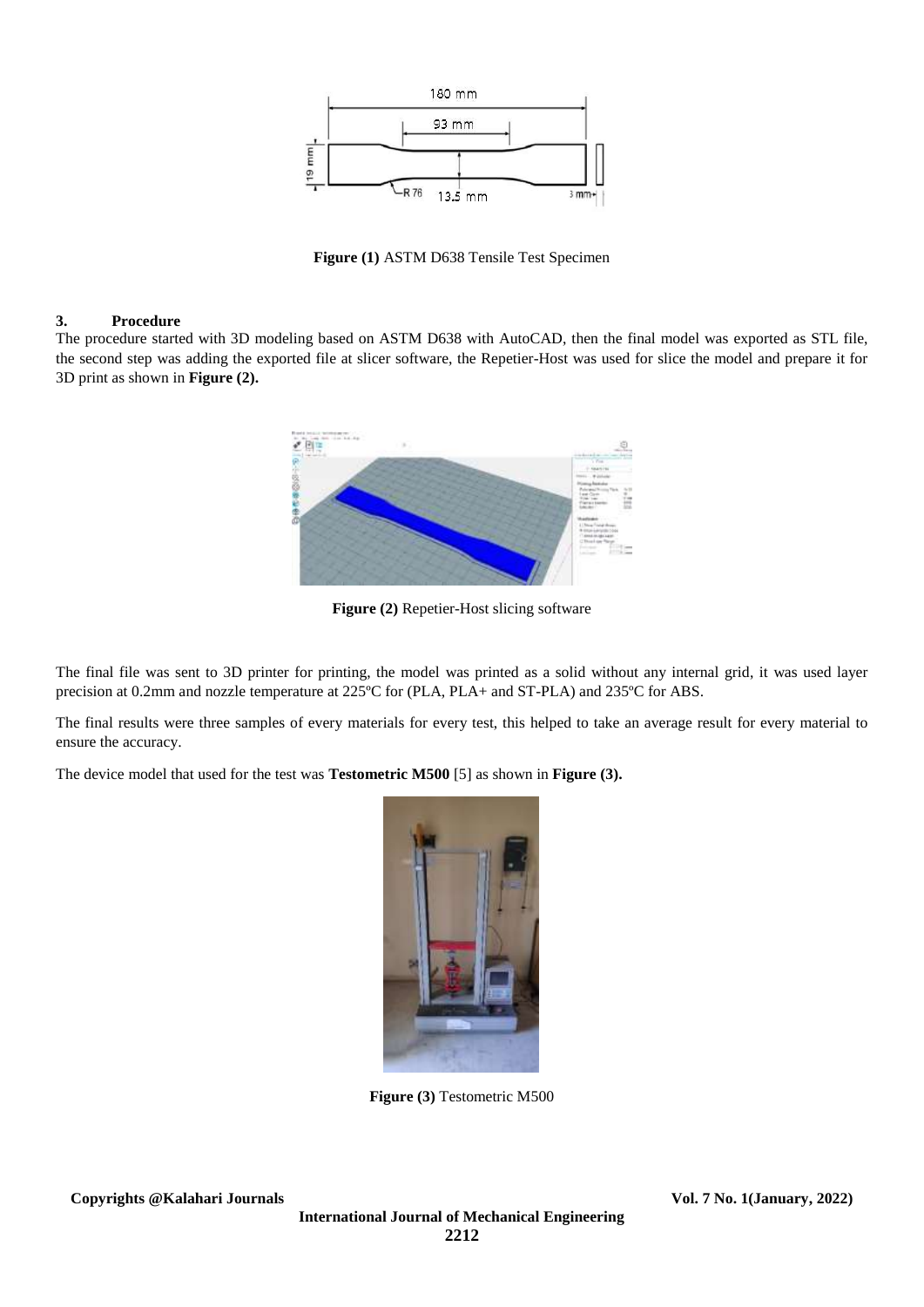**Figure (1)** ASTM D638 Tensile Test Specimen

## 3. Procedure

The procedure started with 3D modeling based on ASTM D638 with AutoCAD, then the final model was exported as STL file, the second step was adding the exported file at slicer software, the Repetier-Host was used for slice the model and prepare it for 3D print as shown in **Figure (2).**

**Figure (2)** Repetier-Host slicing software

The final file was sent to 3D printer for printing, the model was printed as a solid without any internal grid, it was used layer precision at 0.2mm and nozzle temperature at 225ºC for (PLA, PLA+ and ST-PLA) and 235ºC for ABS.

The final results were three samples of every materials for every test, this helped to take an average result for every material to ensure the accuracy.

The device model that used for the test was **Testometric M500** [5] as shown in **Figure (3).**

**Figure (3)** Testometric M500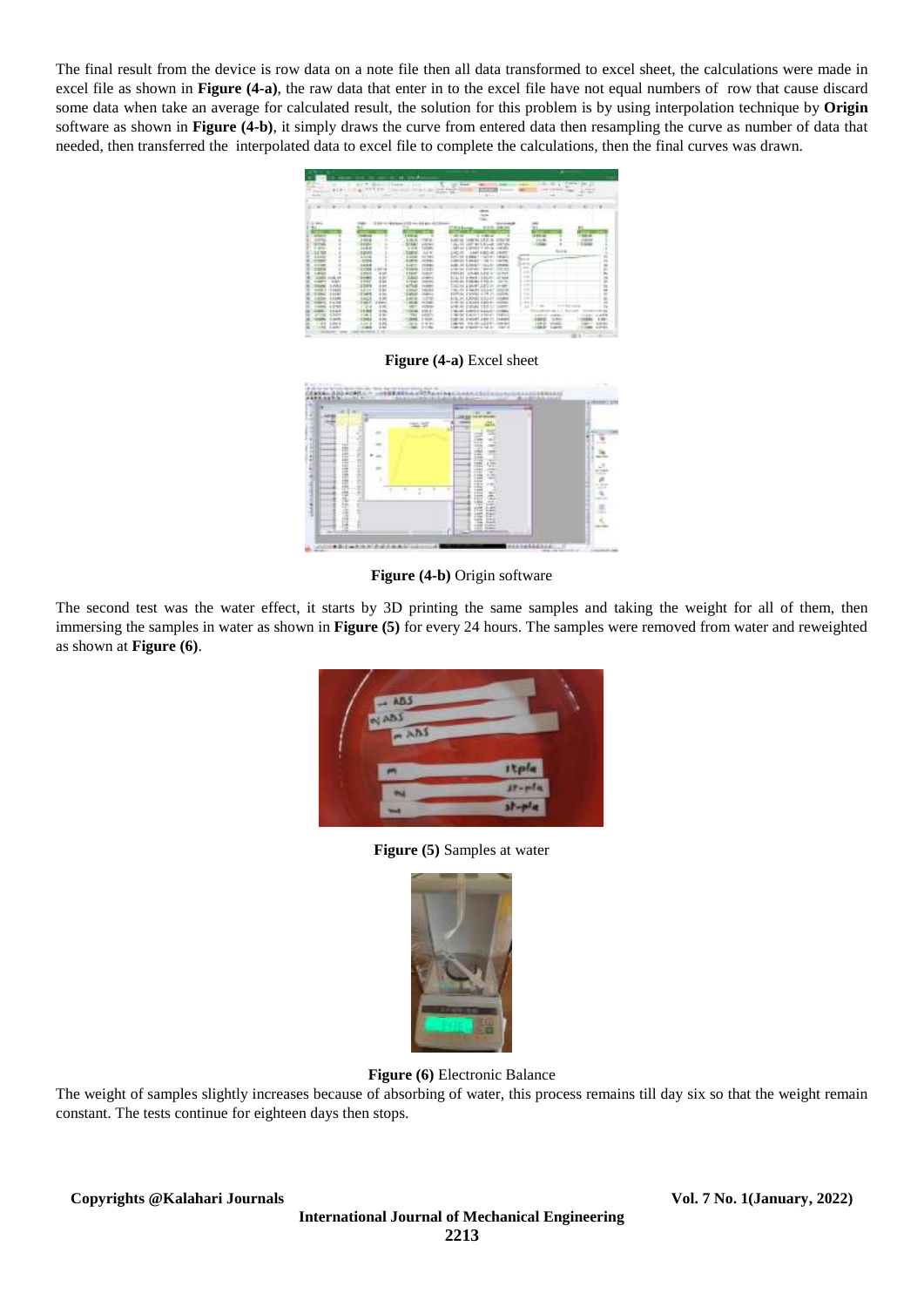The final result from the device is row data on a note file then all data transformed to excel sheet, the calculations were made in excel file as shown in **Figure (4-a)**, the raw data that enter in to the excel file have not equal numbers of row that cause discard some data when take an average for calculated result, the solution for this problem is by using interpolation technique by **Origin** software as shown in **Figure (4-b)**, it simply draws the curve from entered data then resampling the curve as number of data that needed, then transferred the interpolated data to excel file to complete the calculations, then the final curves was drawn.

**Figure (4-a)** Excel sheet

**Figure (4-b)** Origin software

The second test was the water effect, it starts by 3D printing the same samples and taking the weight for all of them, then immersing the samples in water as shown in **Figure (5)** for every 24 hours. The samples were removed from water and reweighted as shown at **Figure (6)**.

**Figure (5)** Samples at water

**Figure (6)** Electronic Balance

The weight of samples slightly increases because of absorbing of water, this process remains till day six so that the weight remain constant. The tests continue for eighteen days then stops.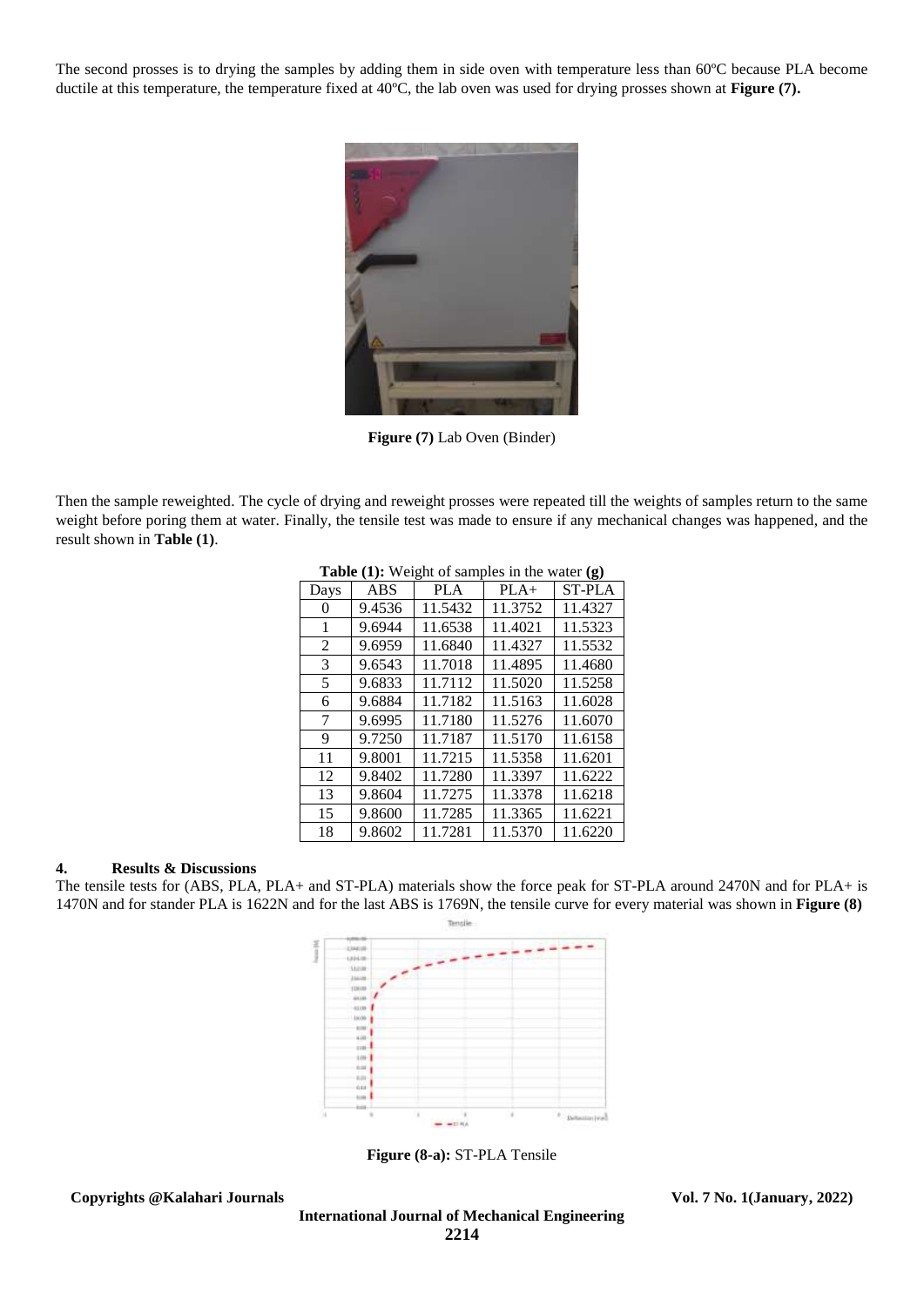The second prosses is to drying the samples by adding them in side oven with temperature less than 60ºC because PLA become ductile at this temperature, the temperature fixed at 40ºC, the lab oven was used for drying prosses shown at **Figure (7).**

**Figure (7)** Lab Oven (Binder)

Then the sample reweighted. The cycle of drying and reweight prosses were repeated till the weights of samples return to the same weight before poring them at water. Finally, the tensile test was made to ensure if any mechanical changes was happened, and the result shown in **Table (1)**.

**Table (1):** Weight of samples in the water **(g)**

| Days | ABS | PLA | PLA+ | ST-PLA |
|---|---|---|---|---|
| 0 | 9.4536 | 11.5432 | 11.3752 | 11.4327 |
| 1 | 9.6944 | 11.6538 | 11.4021 | 11.5323 |
| 2 | 9.6959 | 11.6840 | 11.4327 | 11.5532 |
| 3 | 9.6543 | 11.7018 | 11.4895 | 11.4680 |
| 5 | 9.6833 | 11.7112 | 11.5020 | 11.5258 |
| 6 | 9.6884 | 11.7182 | 11.5163 | 11.6028 |
| 7 | 9.6995 | 11.7180 | 11.5276 | 11.6070 |
| 9 | 9.7250 | 11.7187 | 11.5170 | 11.6158 |
| 11 | 9.8001 | 11.7215 | 11.5358 | 11.6201 |
| 12 | 9.8402 | 11.7280 | 11.3397 | 11.6222 |
| 13 | 9.8604 | 11.7275 | 11.3378 | 11.6218 |
| 15 | 9.8600 | 11.7285 | 11.3365 | 11.6221 |
| 18 | 9.8602 | 11.7281 | 11.5370 | 11.6220 |

## 4. Results & Discussions

The tensile tests for (ABS, PLA, PLA+ and ST-PLA) materials show the force peak for ST-PLA around 2470N and for PLA+ is 1470N and for stander PLA is 1622N and for the last ABS is 1769N, the tensile curve for every material was shown in **Figure (8)**

**Figure (8-a):** ST-PLA Tensile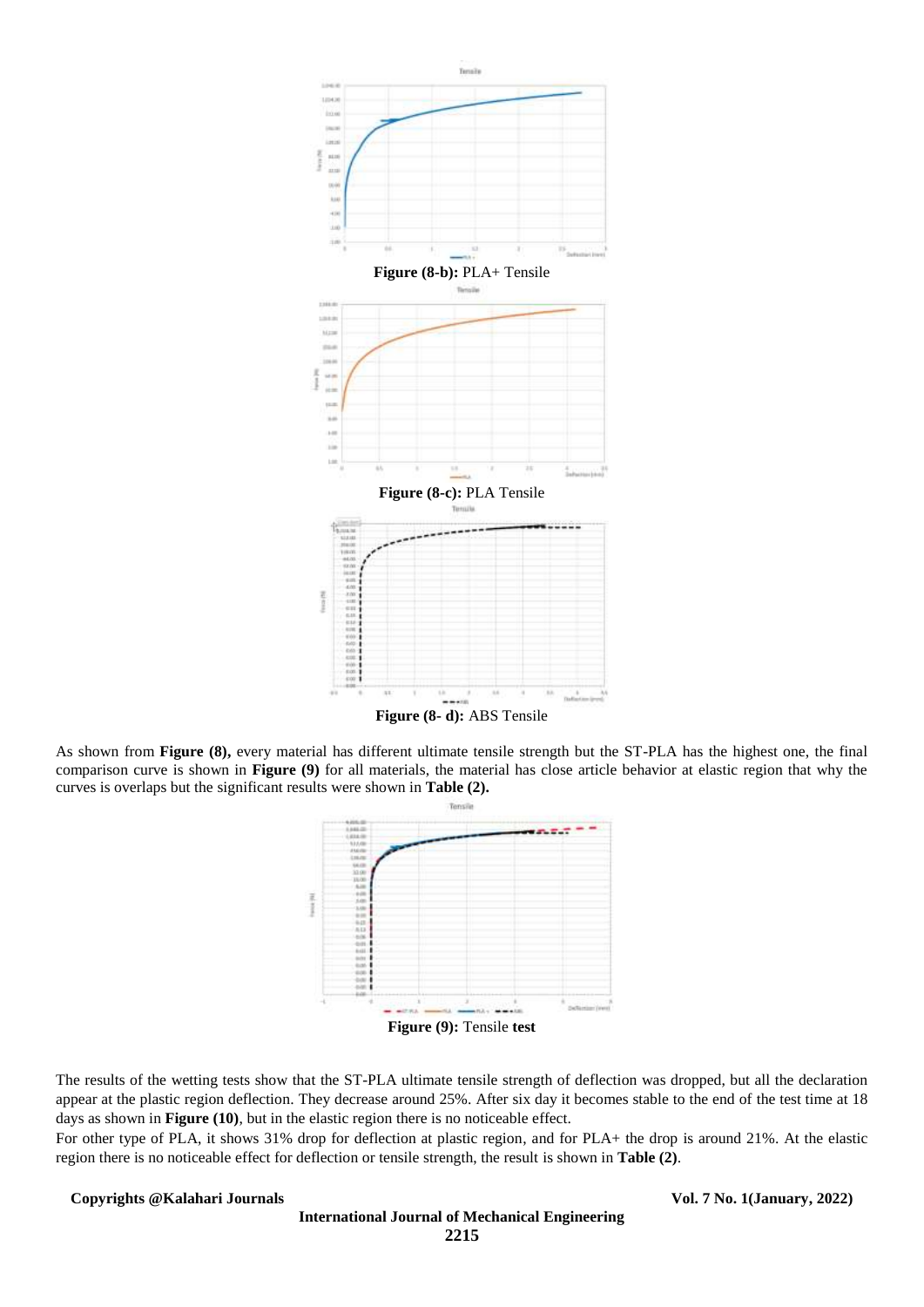Figure (8-b): PLA+ Tensile

Figure (8-c): PLA Tensile

Figure (8- d): ABS Tensile

As shown from **Figure (8),** every material has different ultimate tensile strength but the ST-PLA has the highest one, the final comparison curve is shown in **Figure (9)** for all materials, the material has close article behavior at elastic region that why the curves is overlaps but the significant results were shown in **Table (2).**

**Figure (9):** Tensile **test**

The results of the wetting tests show that the ST-PLA ultimate tensile strength of deflection was dropped, but all the declaration appear at the plastic region deflection. They decrease around 25%. After six day it becomes stable to the end of the test time at 18 days as shown in **Figure (10)**, but in the elastic region there is no noticeable effect.

For other type of PLA, it shows 31% drop for deflection at plastic region, and for PLA+ the drop is around 21%. At the elastic region there is no noticeable effect for deflection or tensile strength, the result is shown in **Table (2)**.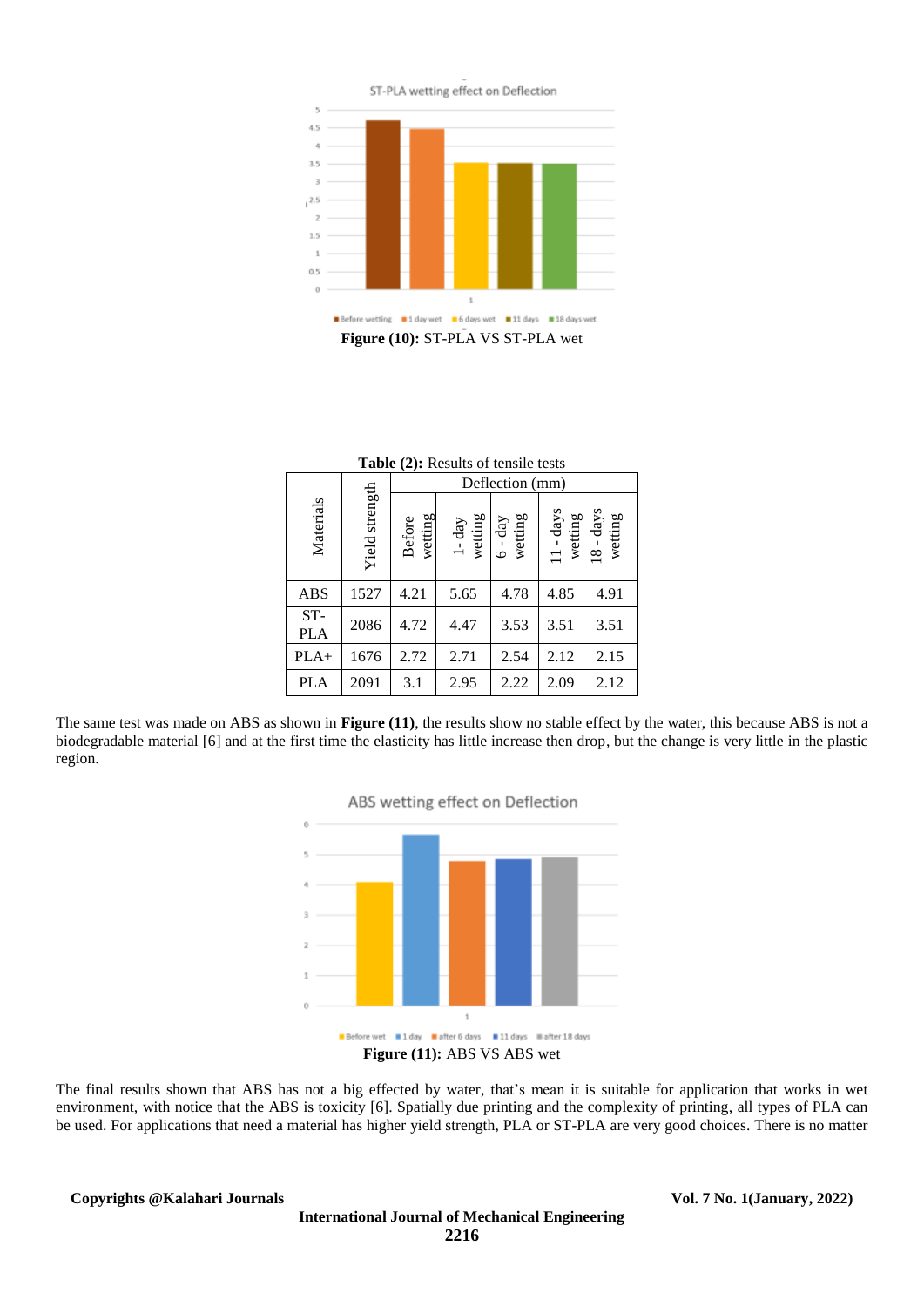**Figure (10):** ST-PLA VS ST-PLA wet

**Table (2):** Results of tensile tests

| Materials | Yield strength | Deflection (mm) | | | | |
|---|---|---|---|---|---|---|
| | | Before wetting | 1-day wetting | 6 - day wetting | 11 - days wetting | 18 - days wetting |
| ABS | 1527 | 4.21 | 5.65 | 4.78 | 4.85 | 4.91 |
| ST-PLA | 2086 | 4.72 | 4.47 | 3.53 | 3.51 | 3.51 |
| PLA+ | 1676 | 2.72 | 2.71 | 2.54 | 2.12 | 2.15 |
| PLA | 2091 | 3.1 | 2.95 | 2.22 | 2.09 | 2.12 |

The same test was made on ABS as shown in **Figure (11)**, the results show no stable effect by the water, this because ABS is not a biodegradable material [6] and at the first time the elasticity has little increase then drop, but the change is very little in the plastic region.

**Figure (11):** ABS VS ABS wet

The final results shown that ABS has not a big effected by water, that's mean it is suitable for application that works in wet environment, with notice that the ABS is toxicity [6]. Spatially due printing and the complexity of printing, all types of PLA can be used. For applications that need a material has higher yield strength, PLA or ST-PLA are very good choices. There is no matter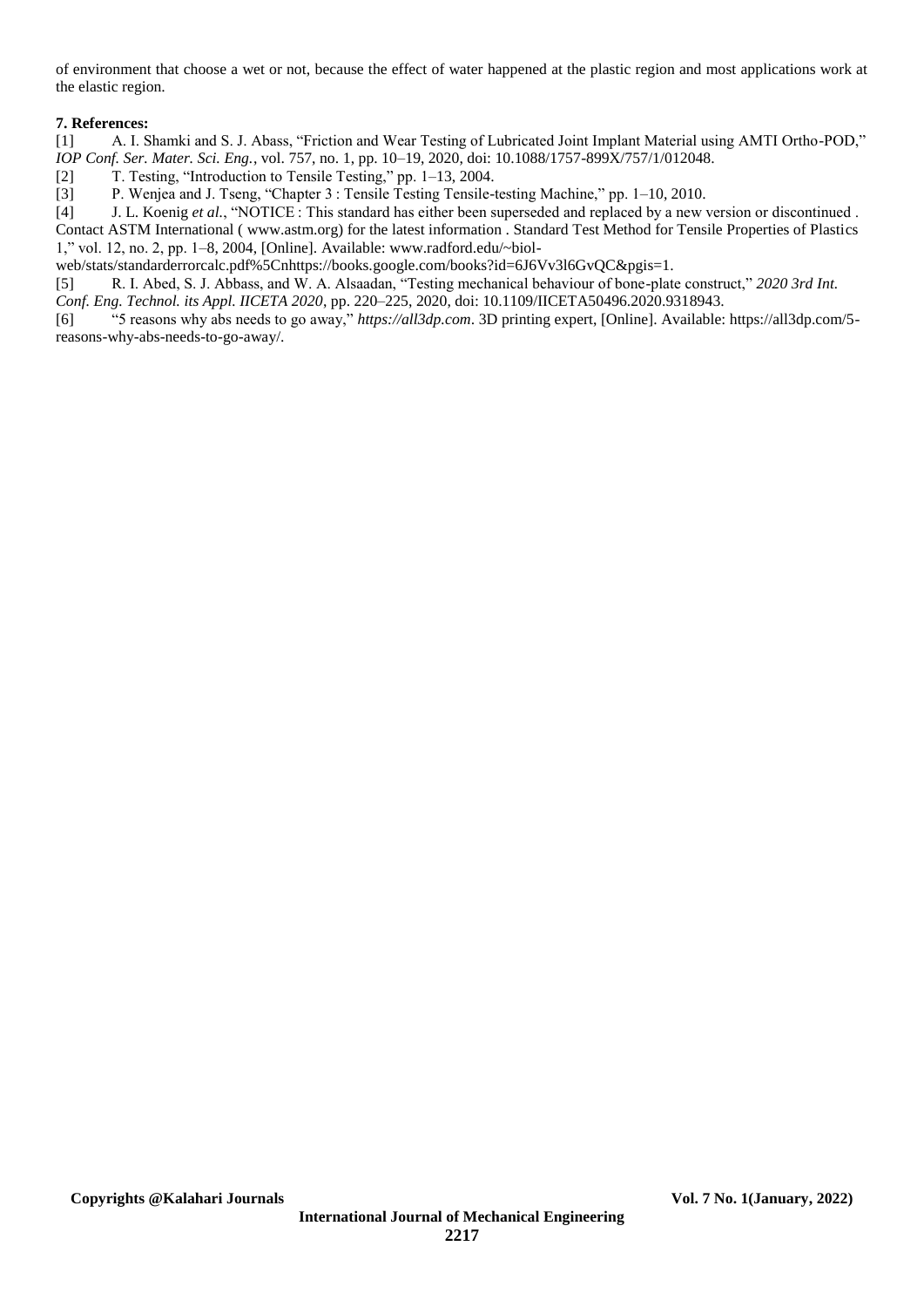of environment that choose a wet or not, because the effect of water happened at the plastic region and most applications work at the elastic region.

**7. References:**

[1] A. I. Shamki and S. J. Abass, "Friction and Wear Testing of Lubricated Joint Implant Material using AMTI Ortho-POD," *IOP Conf. Ser. Mater. Sci. Eng.*, vol. 757, no. 1, pp. 10–19, 2020, doi: 10.1088/1757-899X/757/1/012048.

[2] T. Testing, "Introduction to Tensile Testing," pp. 1–13, 2004.

[3] P. Wenjea and J. Tseng, "Chapter 3 : Tensile Testing Tensile-testing Machine," pp. 1–10, 2010.

[4] J. L. Koenig *et al.*, "NOTICE : This standard has either been superseded and replaced by a new version or discontinued . Contact ASTM International ( www.astm.org) for the latest information . Standard Test Method for Tensile Properties of Plastics 1," vol. 12, no. 2, pp. 1–8, 2004, [Online]. Available: www.radford.edu/~biol-web/stats/standarderrorcalc.pdf%5Cnhttps://books.google.com/books?id=6J6Vv3l6GvQC&pgis=1.

[5] R. I. Abed, S. J. Abbass, and W. A. Alsaadan, "Testing mechanical behaviour of bone-plate construct," *2020 3rd Int. Conf. Eng. Technol. its Appl. IICETA 2020*, pp. 220–225, 2020, doi: 10.1109/IICETA50496.2020.9318943.

[6] "5 reasons why abs needs to go away," *https://all3dp.com*. 3D printing expert, [Online]. Available: https://all3dp.com/5-reasons-why-abs-needs-to-go-away/.